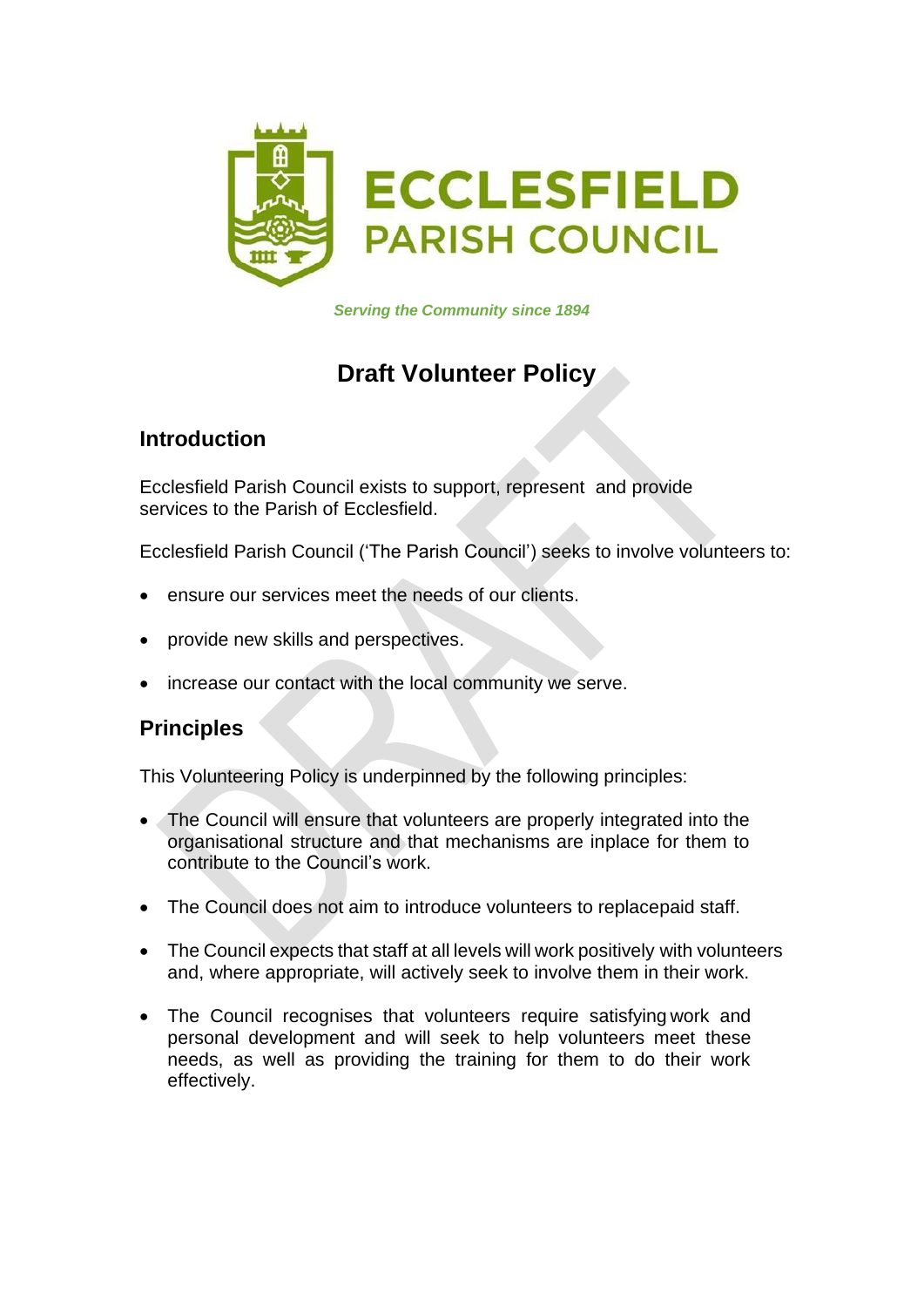**ECCLESFIELD PARISH COUNCIL**

*Serving the Community since 1894*

# Draft Volunteer Policy

## Introduction

Ecclesfield Parish Council exists to support, represent and provide services to the Parish of Ecclesfield.

Ecclesfield Parish Council ('The Parish Council') seeks to involve volunteers to:

- ensure our services meet the needs of our clients.
- provide new skills and perspectives.
- increase our contact with the local community we serve.

## Principles

This Volunteering Policy is underpinned by the following principles:

- The Council will ensure that volunteers are properly integrated into the organisational structure and that mechanisms are inplace for them to contribute to the Council's work.
- The Council does not aim to introduce volunteers to replacepaid staff.
- The Council expects that staff at all levels will work positively with volunteers and, where appropriate, will actively seek to involve them in their work.
- The Council recognises that volunteers require satisfying work and personal development and will seek to help volunteers meet these needs, as well as providing the training for them to do their work effectively.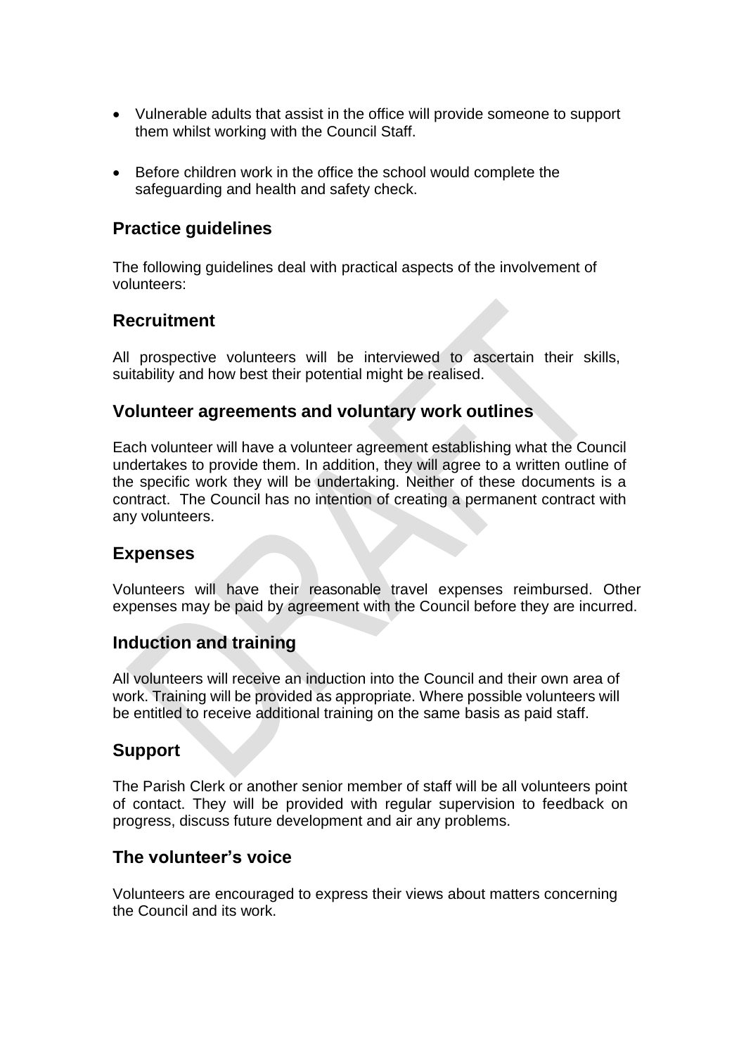- Vulnerable adults that assist in the office will provide someone to support them whilst working with the Council Staff.

- Before children work in the office the school would complete the safeguarding and health and safety check.

## Practice guidelines

The following guidelines deal with practical aspects of the involvement of volunteers:

## Recruitment

All prospective volunteers will be interviewed to ascertain their skills, suitability and how best their potential might be realised.

## Volunteer agreements and voluntary work outlines

Each volunteer will have a volunteer agreement establishing what the Council undertakes to provide them. In addition, they will agree to a written outline of the specific work they will be undertaking. Neither of these documents is a contract. The Council has no intention of creating a permanent contract with any volunteers.

## Expenses

Volunteers will have their reasonable travel expenses reimbursed. Other expenses may be paid by agreement with the Council before they are incurred.

## Induction and training

All volunteers will receive an induction into the Council and their own area of work. Training will be provided as appropriate. Where possible volunteers will be entitled to receive additional training on the same basis as paid staff.

## Support

The Parish Clerk or another senior member of staff will be all volunteers point of contact. They will be provided with regular supervision to feedback on progress, discuss future development and air any problems.

## The volunteer's voice

Volunteers are encouraged to express their views about matters concerning the Council and its work.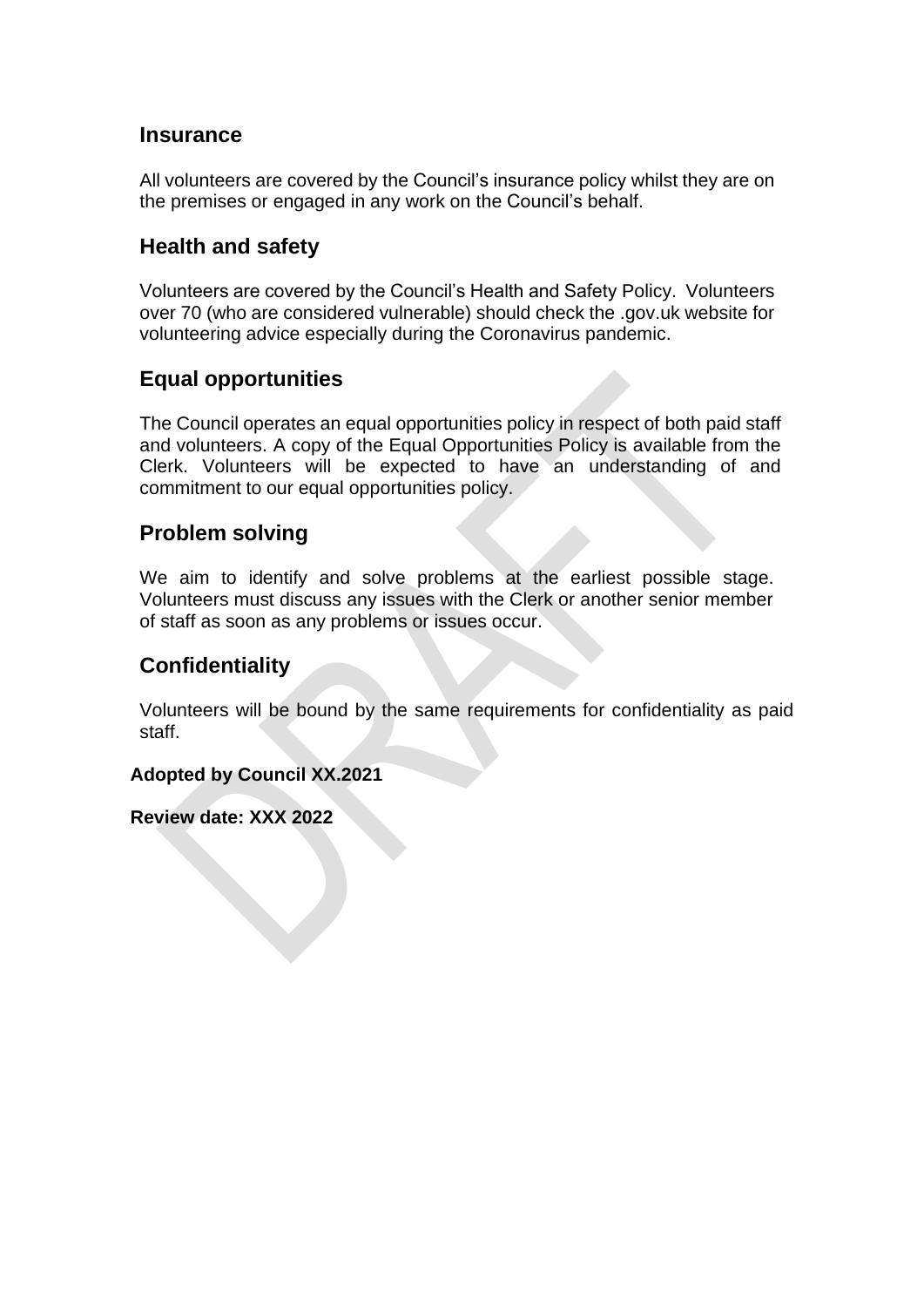## Insurance

All volunteers are covered by the Council's insurance policy whilst they are on the premises or engaged in any work on the Council's behalf.

## Health and safety

Volunteers are covered by the Council's Health and Safety Policy. Volunteers over 70 (who are considered vulnerable) should check the .gov.uk website for volunteering advice especially during the Coronavirus pandemic.

## Equal opportunities

The Council operates an equal opportunities policy in respect of both paid staff and volunteers. A copy of the Equal Opportunities Policy is available from the Clerk. Volunteers will be expected to have an understanding of and commitment to our equal opportunities policy.

## Problem solving

We aim to identify and solve problems at the earliest possible stage. Volunteers must discuss any issues with the Clerk or another senior member of staff as soon as any problems or issues occur.

## Confidentiality

Volunteers will be bound by the same requirements for confidentiality as paid staff.

**Adopted by Council XX.2021**

**Review date: XXX 2022**